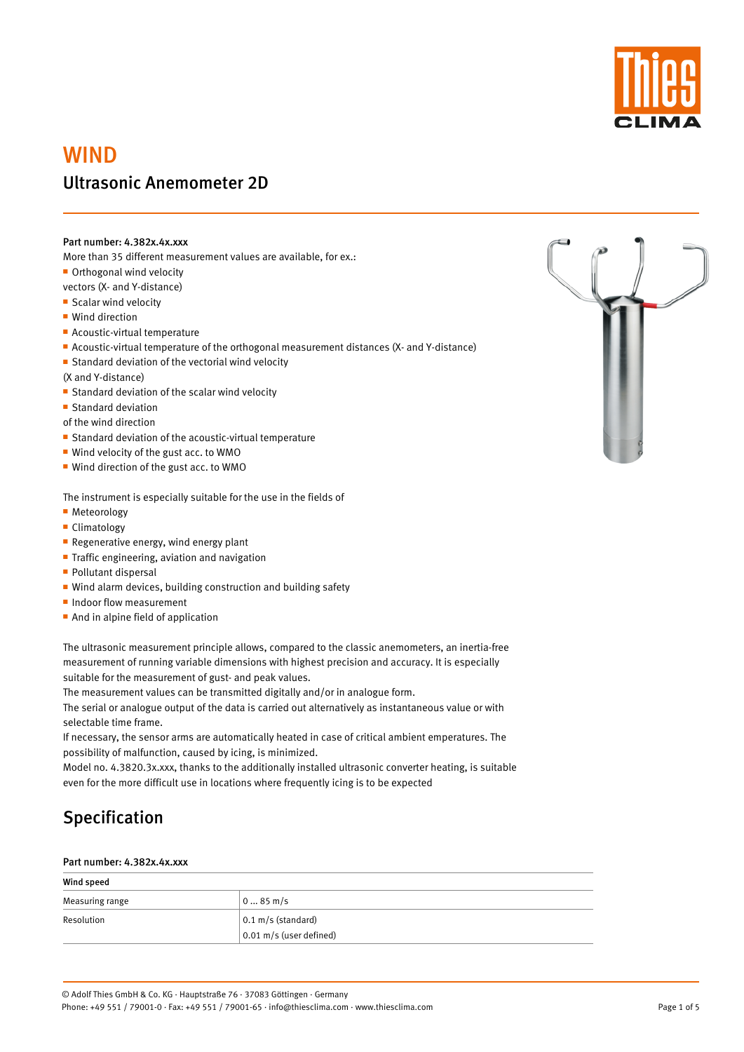# WIND

## Ultrasonic Anemometer 2D

**Part number: 4.382x.4x.xxx**

More than 35 different measurement values are available, for ex.:

- Orthogonal wind velocity

vectors (X- and Y-distance)

- Scalar wind velocity
- Wind direction
- Acoustic-virtual temperature
- Acoustic-virtual temperature of the orthogonal measurement distances (X- and Y-distance)
- Standard deviation of the vectorial wind velocity

(X and Y-distance)

- Standard deviation of the scalar wind velocity
- Standard deviation

of the wind direction

- Standard deviation of the acoustic-virtual temperature
- Wind velocity of the gust acc. to WMO
- Wind direction of the gust acc. to WMO

The instrument is especially suitable for the use in the fields of

- Meteorology
- Climatology
- Regenerative energy, wind energy plant
- Traffic engineering, aviation and navigation
- Pollutant dispersal
- Wind alarm devices, building construction and building safety
- Indoor flow measurement
- And in alpine field of application

The ultrasonic measurement principle allows, compared to the classic anemometers, an inertia-free measurement of running variable dimensions with highest precision and accuracy. It is especially suitable for the measurement of gust- and peak values.

The measurement values can be transmitted digitally and/or in analogue form.

The serial or analogue output of the data is carried out alternatively as instantaneous value or with selectable time frame.

If necessary, the sensor arms are automatically heated in case of critical ambient emperatures. The possibility of malfunction, caused by icing, is minimized.

Model no. 4.3820.3x.xxx, thanks to the additionally installed ultrasonic converter heating, is suitable even for the more difficult use in locations where frequently icing is to be expected

# Specification

**Part number: 4.382x.4x.xxx**

| **Wind speed** | |
|---|---|
| Measuring range | 0 … 85 m/s |
| Resolution | 0.1 m/s (standard)<br>0.01 m/s (user defined) |

© Adolf Thies GmbH & Co. KG · Hauptstraße 76 · 37083 Göttingen · Germany
Phone: +49 551 / 79001-0 · Fax: +49 551 / 79001-65 · info@thiesclima.com · www.thiesclima.com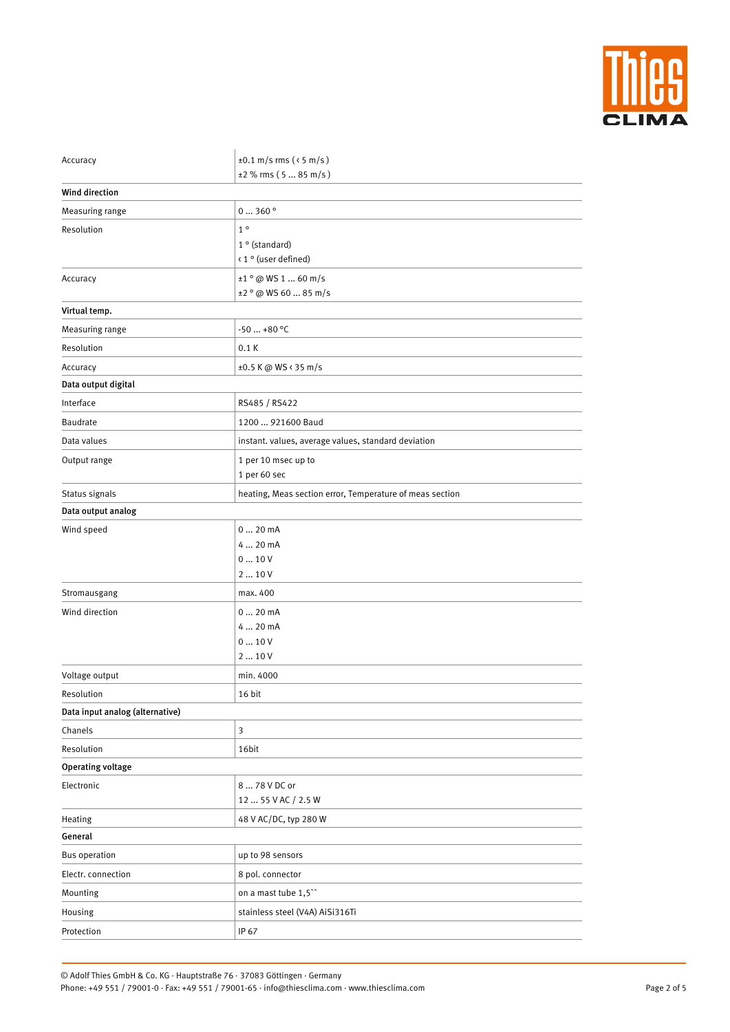| | |
|---|---|
| Accuracy | ±0.1 m/s rms ( < 5 m/s )<br>±2 % rms ( 5 ... 85 m/s ) |
| **Wind direction** | |
| Measuring range | 0 ... 360 ° |
| Resolution | 1 °<br>1 ° (standard)<br>< 1 ° (user defined) |
| Accuracy | ±1 ° @ WS 1 ... 60 m/s<br>±2 ° @ WS 60 ... 85 m/s |
| **Virtual temp.** | |
| Measuring range | -50 ... +80 °C |
| Resolution | 0.1 K |
| Accuracy | ±0.5 K @ WS < 35 m/s |
| **Data output digital** | |
| Interface | RS485 / RS422 |
| Baudrate | 1200 ... 921600 Baud |
| Data values | instant. values, average values, standard deviation |
| Output range | 1 per 10 msec up to<br>1 per 60 sec |
| Status signals | heating, Meas section error, Temperature of meas section |
| **Data output analog** | |
| Wind speed | 0 ... 20 mA<br>4 ... 20 mA<br>0 ... 10 V<br>2 ... 10 V |
| Stromausgang | max. 400 |
| Wind direction | 0 ... 20 mA<br>4 ... 20 mA<br>0 ... 10 V<br>2 ... 10 V |
| Voltage output | min. 4000 |
| Resolution | 16 bit |
| **Data input analog (alternative)** | |
| Chanels | 3 |
| Resolution | 16bit |
| **Operating voltage** | |
| Electronic | 8 ... 78 V DC or<br>12 ... 55 V AC / 2.5 W |
| Heating | 48 V AC/DC, typ 280 W |
| **General** | |
| Bus operation | up to 98 sensors |
| Electr. connection | 8 pol. connector |
| Mounting | on a mast tube 1,5`` |
| Housing | stainless steel (V4A) AiSi316Ti |
| Protection | IP 67 |

© Adolf Thies GmbH & Co. KG · Hauptstraße 76 · 37083 Göttingen · Germany
Phone: +49 551 / 79001-0 · Fax: +49 551 / 79001-65 · info@thiesclima.com · www.thiesclima.com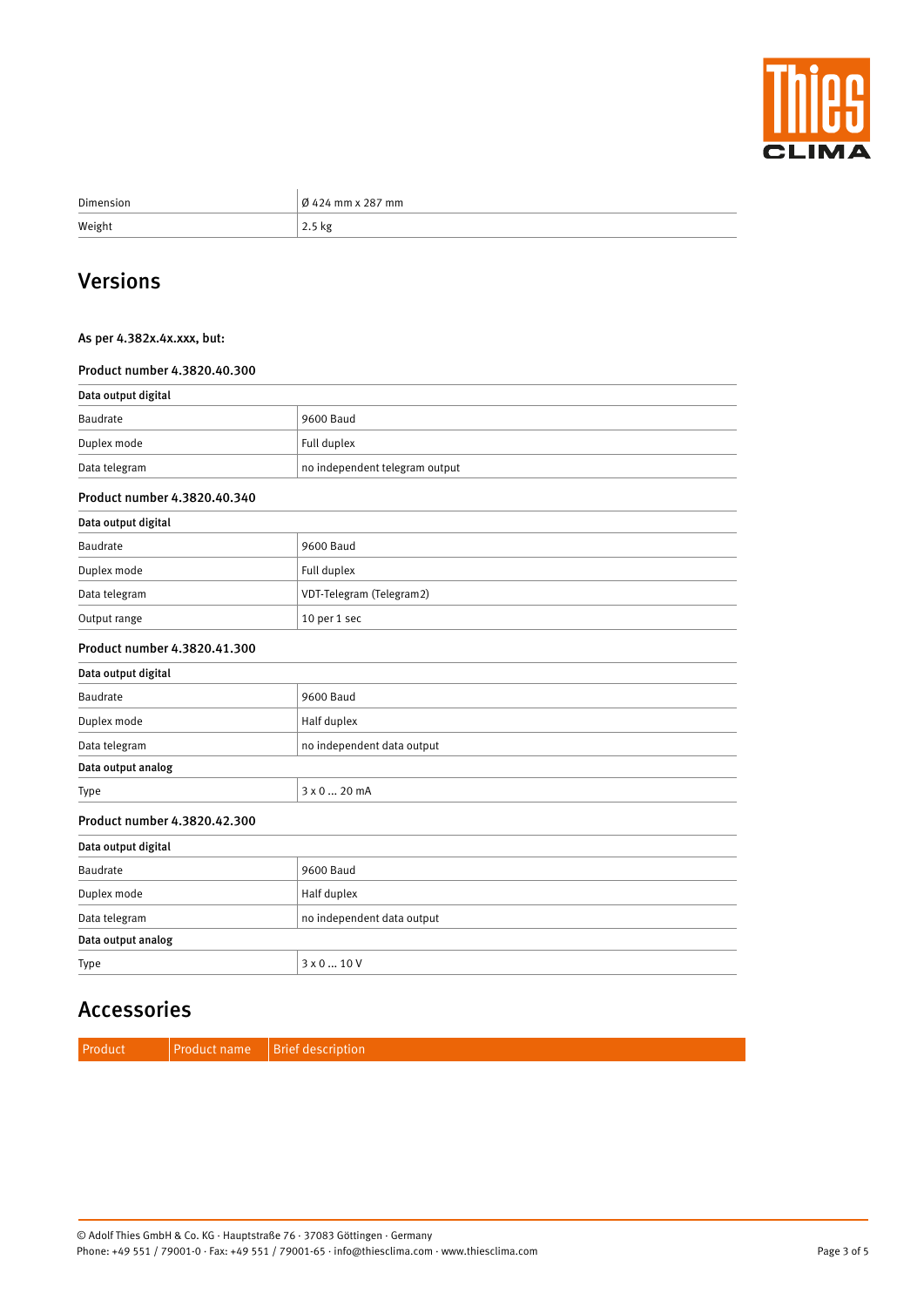| Dimension | Ø 424 mm x 287 mm |
|---|---|
| Weight | 2.5 kg |

## Versions

#### As per 4.382x.4x.xxx, but:

#### Product number 4.3820.40.300

| **Data output digital** | |
|---|---|
| Baudrate | 9600 Baud |
| Duplex mode | Full duplex |
| Data telegram | no independent telegram output |

#### Product number 4.3820.40.340

| **Data output digital** | |
|---|---|
| Baudrate | 9600 Baud |
| Duplex mode | Full duplex |
| Data telegram | VDT-Telegram (Telegram2) |
| Output range | 10 per 1 sec |

#### Product number 4.3820.41.300

| **Data output digital** | |
|---|---|
| Baudrate | 9600 Baud |
| Duplex mode | Half duplex |
| Data telegram | no independent data output |
| **Data output analog** | |
| Type | 3 x 0 ... 20 mA |

#### Product number 4.3820.42.300

| **Data output digital** | |
|---|---|
| Baudrate | 9600 Baud |
| Duplex mode | Half duplex |
| Data telegram | no independent data output |
| **Data output analog** | |
| Type | 3 x 0 ... 10 V |

## Accessories

| Product | Product name | Brief description |
|---|---|---|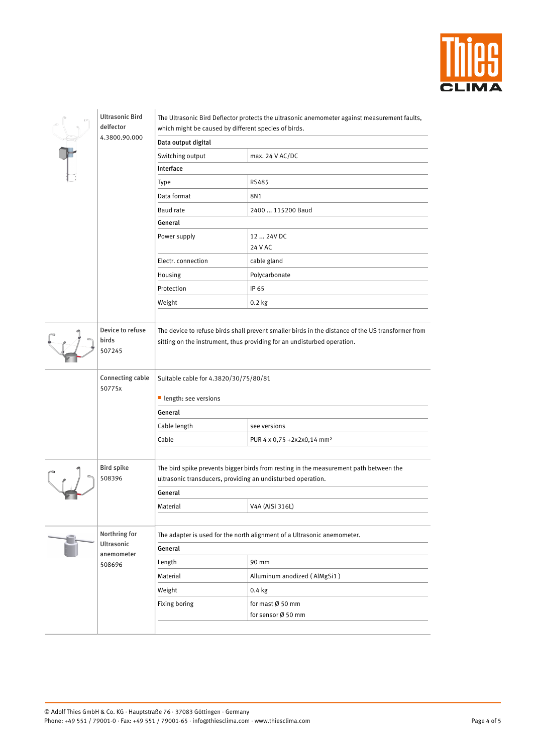## Ultrasonic Bird delfector
4.3800.90.000

The Ultrasonic Bird Deflector protects the ultrasonic anemometer against measurement faults, which might be caused by different species of birds.

| **Data output digital** | |
|---|---|
| Switching output | max. 24 V AC/DC |
| **Interface** | |
| Type | RS485 |
| Data format | 8N1 |
| Baud rate | 2400 ... 115200 Baud |
| **General** | |
| Power supply | 12 ... 24V DC<br>24 V AC |
| Electr. connection | cable gland |
| Housing | Polycarbonate |
| Protection | IP 65 |
| Weight | 0.2 kg |

## Device to refuse birds
507245

The device to refuse birds shall prevent smaller birds in the distance of the US transformer from sitting on the instrument, thus providing for an undisturbed operation.

## Connecting cable
50775x

Suitable cable for 4.3820/30/75/80/81

- length: see versions

| **General** | |
|---|---|
| Cable length | see versions |
| Cable | PUR 4 x 0,75 +2x2x0,14 mm² |

## Bird spike
508396

The bird spike prevents bigger birds from resting in the measurement path between the ultrasonic transducers, providing an undisturbed operation.

| **General** | |
|---|---|
| Material | V4A (AiSi 316L) |

## Northring for Ultrasonic anemometer
508696

The adapter is used for the north alignment of a Ultrasonic anemometer.

| **General** | |
|---|---|
| Length | 90 mm |
| Material | Alluminum anodized ( AlMgSi1 ) |
| Weight | 0.4 kg |
| Fixing boring | for mast Ø 50 mm<br>for sensor Ø 50 mm |

© Adolf Thies GmbH & Co. KG · Hauptstraße 76 · 37083 Göttingen · Germany
Phone: +49 551 / 79001-0 · Fax: +49 551 / 79001-65 · info@thiesclima.com · www.thiesclima.com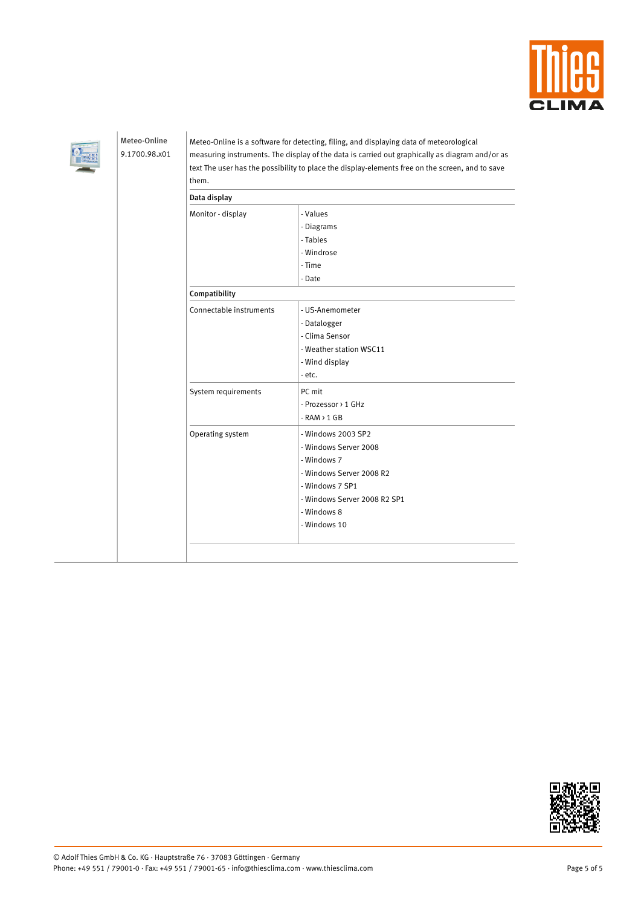**Meteo-Online**
9.1700.98.x01

Meteo-Online is a software for detecting, filing, and displaying data of meteorological measuring instruments. The display of the data is carried out graphically as diagram and/or as text The user has the possibility to place the display-elements free on the screen, and to save them.

| | |
|---|---|
| **Data display** | |
| Monitor - display | - Values<br>- Diagrams<br>- Tables<br>- Windrose<br>- Time<br>- Date |
| **Compatibility** | |
| Connectable instruments | - US-Anemometer<br>- Datalogger<br>- Clima Sensor<br>- Weather station WSC11<br>- Wind display<br>- etc. |
| System requirements | PC mit<br>- Prozessor > 1 GHz<br>- RAM > 1 GB |
| Operating system | - Windows 2003 SP2<br>- Windows Server 2008<br>- Windows 7<br>- Windows Server 2008 R2<br>- Windows 7 SP1<br>- Windows Server 2008 R2 SP1<br>- Windows 8<br>- Windows 10 |

© Adolf Thies GmbH & Co. KG · Hauptstraße 76 · 37083 Göttingen · Germany
Phone: +49 551 / 79001-0 · Fax: +49 551 / 79001-65 · info@thiesclima.com · www.thiesclima.com